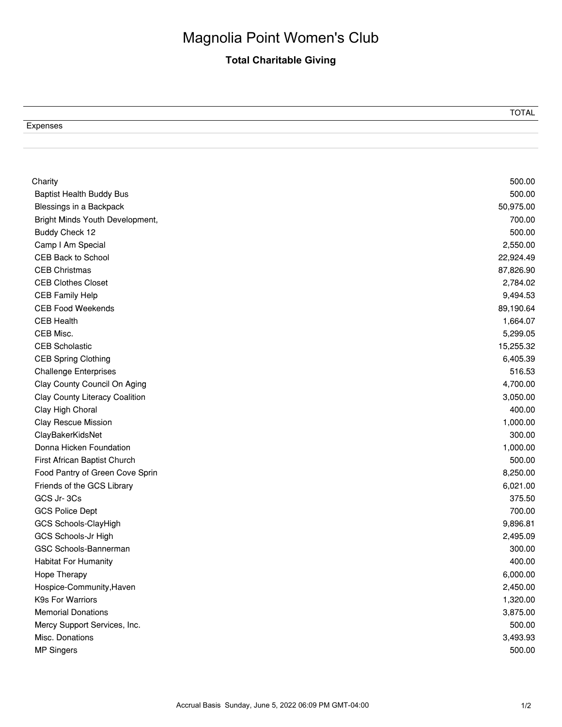# Magnolia Point Women's Club

## Total Charitable Giving

| | TOTAL |
|---|---|
| Expenses | |
| | |
| Charity | 500.00 |
| Baptist Health Buddy Bus | 500.00 |
| Blessings in a Backpack | 50,975.00 |
| Bright Minds Youth Development, | 700.00 |
| Buddy Check 12 | 500.00 |
| Camp I Am Special | 2,550.00 |
| CEB Back to School | 22,924.49 |
| CEB Christmas | 87,826.90 |
| CEB Clothes Closet | 2,784.02 |
| CEB Family Help | 9,494.53 |
| CEB Food Weekends | 89,190.64 |
| CEB Health | 1,664.07 |
| CEB Misc. | 5,299.05 |
| CEB Scholastic | 15,255.32 |
| CEB Spring Clothing | 6,405.39 |
| Challenge Enterprises | 516.53 |
| Clay County Council On Aging | 4,700.00 |
| Clay County Literacy Coalition | 3,050.00 |
| Clay High Choral | 400.00 |
| Clay Rescue Mission | 1,000.00 |
| ClayBakerKidsNet | 300.00 |
| Donna Hicken Foundation | 1,000.00 |
| First African Baptist Church | 500.00 |
| Food Pantry of Green Cove Sprin | 8,250.00 |
| Friends of the GCS Library | 6,021.00 |
| GCS Jr- 3Cs | 375.50 |
| GCS Police Dept | 700.00 |
| GCS Schools-ClayHigh | 9,896.81 |
| GCS Schools-Jr High | 2,495.09 |
| GSC Schools-Bannerman | 300.00 |
| Habitat For Humanity | 400.00 |
| Hope Therapy | 6,000.00 |
| Hospice-Community,Haven | 2,450.00 |
| K9s For Warriors | 1,320.00 |
| Memorial Donations | 3,875.00 |
| Mercy Support Services, Inc. | 500.00 |
| Misc. Donations | 3,493.93 |
| MP Singers | 500.00 |

Accrual Basis Sunday, June 5, 2022 06:09 PM GMT-04:00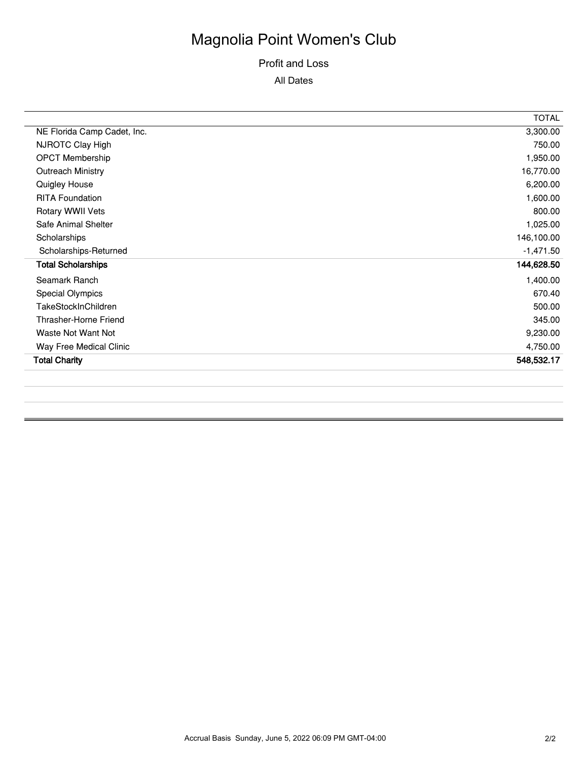# Magnolia Point Women's Club

Profit and Loss

All Dates

| | TOTAL |
|---|---|
| NE Florida Camp Cadet, Inc. | 3,300.00 |
| NJROTC Clay High | 750.00 |
| OPCT Membership | 1,950.00 |
| Outreach Ministry | 16,770.00 |
| Quigley House | 6,200.00 |
| RITA Foundation | 1,600.00 |
| Rotary WWII Vets | 800.00 |
| Safe Animal Shelter | 1,025.00 |
| Scholarships | 146,100.00 |
| Scholarships-Returned | -1,471.50 |
| **Total Scholarships** | **144,628.50** |
| Seamark Ranch | 1,400.00 |
| Special Olympics | 670.40 |
| TakeStockInChildren | 500.00 |
| Thrasher-Horne Friend | 345.00 |
| Waste Not Want Not | 9,230.00 |
| Way Free Medical Clinic | 4,750.00 |
| **Total Charity** | **548,532.17** |

Accrual Basis Sunday, June 5, 2022 06:09 PM GMT-04:00